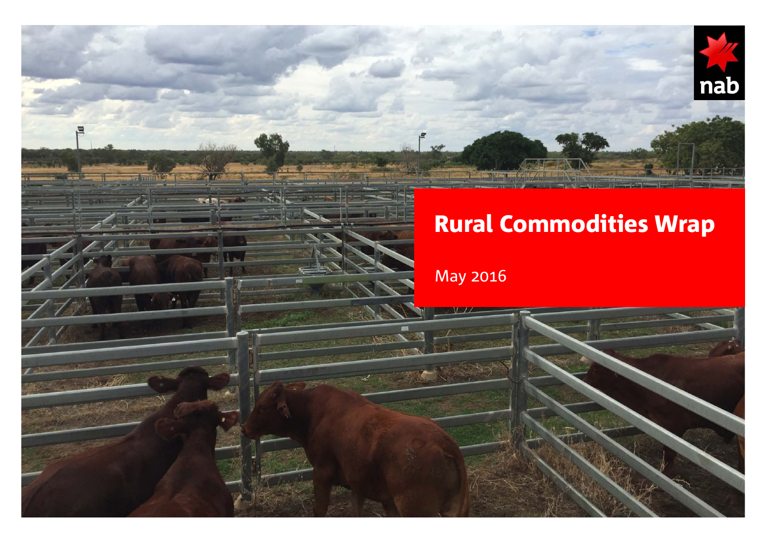# Rural Commodities Wrap

May 2016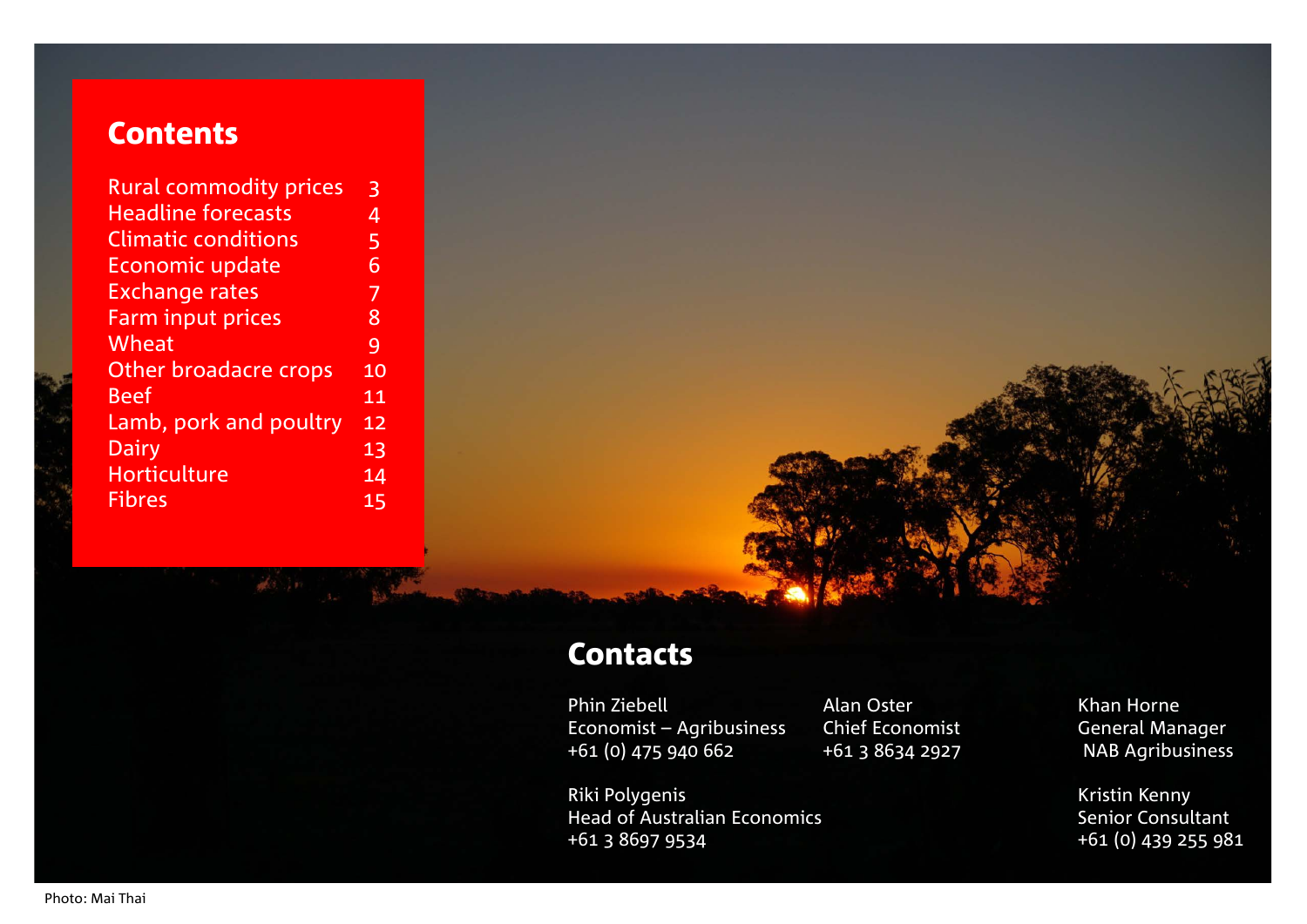## Contents

| | |
|---|---|
| Rural commodity prices | 3 |
| Headline forecasts | 4 |
| Climatic conditions | 5 |
| Economic update | 6 |
| Exchange rates | 7 |
| Farm input prices | 8 |
| Wheat | 9 |
| Other broadacre crops | 10 |
| Beef | 11 |
| Lamb, pork and poultry | 12 |
| Dairy | 13 |
| Horticulture | 14 |
| Fibres | 15 |

## Contacts

Phin Ziebell
Economist – Agribusiness
+61 (0) 475 940 662

Alan Oster
Chief Economist
+61 3 8634 2927

Khan Horne
General Manager
NAB Agribusiness

Riki Polygenis
Head of Australian Economics
+61 3 8697 9534

Kristin Kenny
Senior Consultant
+61 (0) 439 255 981

Photo: Mai Thai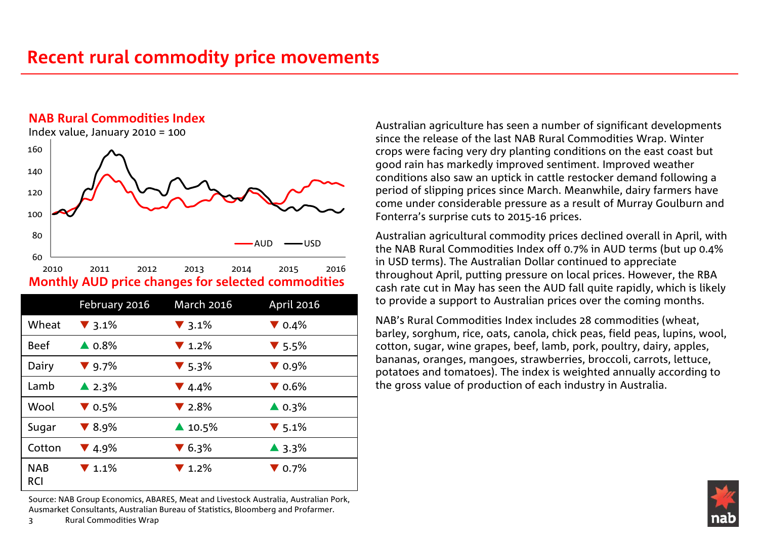# Recent rural commodity price movements

## NAB Rural Commodities Index

Index value, January 2010 = 100

## Monthly AUD price changes for selected commodities

| | February 2016 | March 2016 | April 2016 |
|---|---|---|---|
| Wheat | ▼ 3.1% | ▼ 3.1% | ▼ 0.4% |
| Beef | ▲ 0.8% | ▼ 1.2% | ▼ 5.5% |
| Dairy | ▼ 9.7% | ▼ 5.3% | ▼ 0.9% |
| Lamb | ▲ 2.3% | ▼ 4.4% | ▼ 0.6% |
| Wool | ▼ 0.5% | ▼ 2.8% | ▲ 0.3% |
| Sugar | ▼ 8.9% | ▲ 10.5% | ▼ 5.1% |
| Cotton | ▼ 4.9% | ▼ 6.3% | ▲ 3.3% |
| NAB RCI | ▼ 1.1% | ▼ 1.2% | ▼ 0.7% |

Source: NAB Group Economics, ABARES, Meat and Livestock Australia, Australian Pork, Ausmarket Consultants, Australian Bureau of Statistics, Bloomberg and Profarmer.

Australian agriculture has seen a number of significant developments since the release of the last NAB Rural Commodities Wrap. Winter crops were facing very dry planting conditions on the east coast but good rain has markedly improved sentiment. Improved weather conditions also saw an uptick in cattle restocker demand following a period of slipping prices since March. Meanwhile, dairy farmers have come under considerable pressure as a result of Murray Goulburn and Fonterra's surprise cuts to 2015-16 prices.

Australian agricultural commodity prices declined overall in April, with the NAB Rural Commodities Index off 0.7% in AUD terms (but up 0.4% in USD terms). The Australian Dollar continued to appreciate throughout April, putting pressure on local prices. However, the RBA cash rate cut in May has seen the AUD fall quite rapidly, which is likely to provide a support to Australian prices over the coming months.

NAB's Rural Commodities Index includes 28 commodities (wheat, barley, sorghum, rice, oats, canola, chick peas, field peas, lupins, wool, cotton, sugar, wine grapes, beef, lamb, pork, poultry, dairy, apples, bananas, oranges, mangoes, strawberries, broccoli, carrots, lettuce, potatoes and tomatoes). The index is weighted annually according to the gross value of production of each industry in Australia.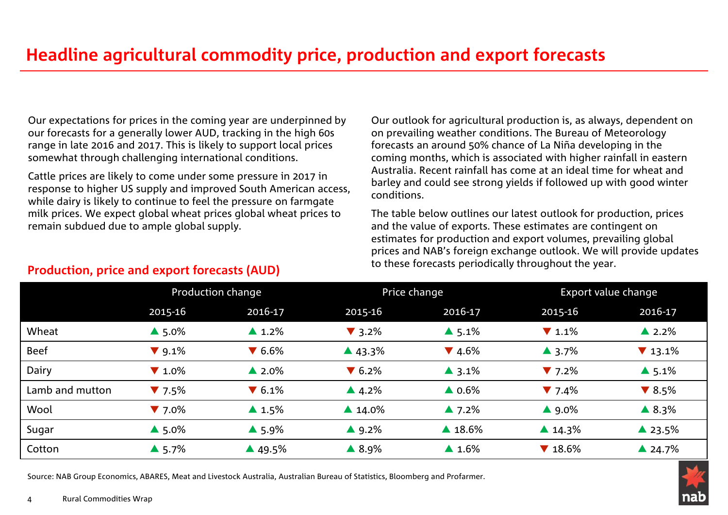# Headline agricultural commodity price, production and export forecasts

Our expectations for prices in the coming year are underpinned by our forecasts for a generally lower AUD, tracking in the high 60s range in late 2016 and 2017. This is likely to support local prices somewhat through challenging international conditions.

Cattle prices are likely to come under some pressure in 2017 in response to higher US supply and improved South American access, while dairy is likely to continue to feel the pressure on farmgate milk prices. We expect global wheat prices global wheat prices to remain subdued due to ample global supply.

Our outlook for agricultural production is, as always, dependent on on prevailing weather conditions. The Bureau of Meteorology forecasts an around 50% chance of La Niña developing in the coming months, which is associated with higher rainfall in eastern Australia. Recent rainfall has come at an ideal time for wheat and barley and could see strong yields if followed up with good winter conditions.

The table below outlines our latest outlook for production, prices and the value of exports. These estimates are contingent on estimates for production and export volumes, prevailing global prices and NAB's foreign exchange outlook. We will provide updates to these forecasts periodically throughout the year.

## Production, price and export forecasts (AUD)

| | Production change | | Price change | | Export value change | |
|---|---|---|---|---|---|---|
| | 2015-16 | 2016-17 | 2015-16 | 2016-17 | 2015-16 | 2016-17 |
| Wheat | ▲ 5.0% | ▲ 1.2% | ▼ 3.2% | ▲ 5.1% | ▼ 1.1% | ▲ 2.2% |
| Beef | ▼ 9.1% | ▼ 6.6% | ▲ 43.3% | ▼ 4.6% | ▲ 3.7% | ▼ 13.1% |
| Dairy | ▼ 1.0% | ▲ 2.0% | ▼ 6.2% | ▲ 3.1% | ▼ 7.2% | ▲ 5.1% |
| Lamb and mutton | ▼ 7.5% | ▼ 6.1% | ▲ 4.2% | ▲ 0.6% | ▼ 7.4% | ▼ 8.5% |
| Wool | ▼ 7.0% | ▲ 1.5% | ▲ 14.0% | ▲ 7.2% | ▲ 9.0% | ▲ 8.3% |
| Sugar | ▲ 5.0% | ▲ 5.9% | ▲ 9.2% | ▲ 18.6% | ▲ 14.3% | ▲ 23.5% |
| Cotton | ▲ 5.7% | ▲ 49.5% | ▲ 8.9% | ▲ 1.6% | ▼ 18.6% | ▲ 24.7% |

Source: NAB Group Economics, ABARES, Meat and Livestock Australia, Australian Bureau of Statistics, Bloomberg and Profarmer.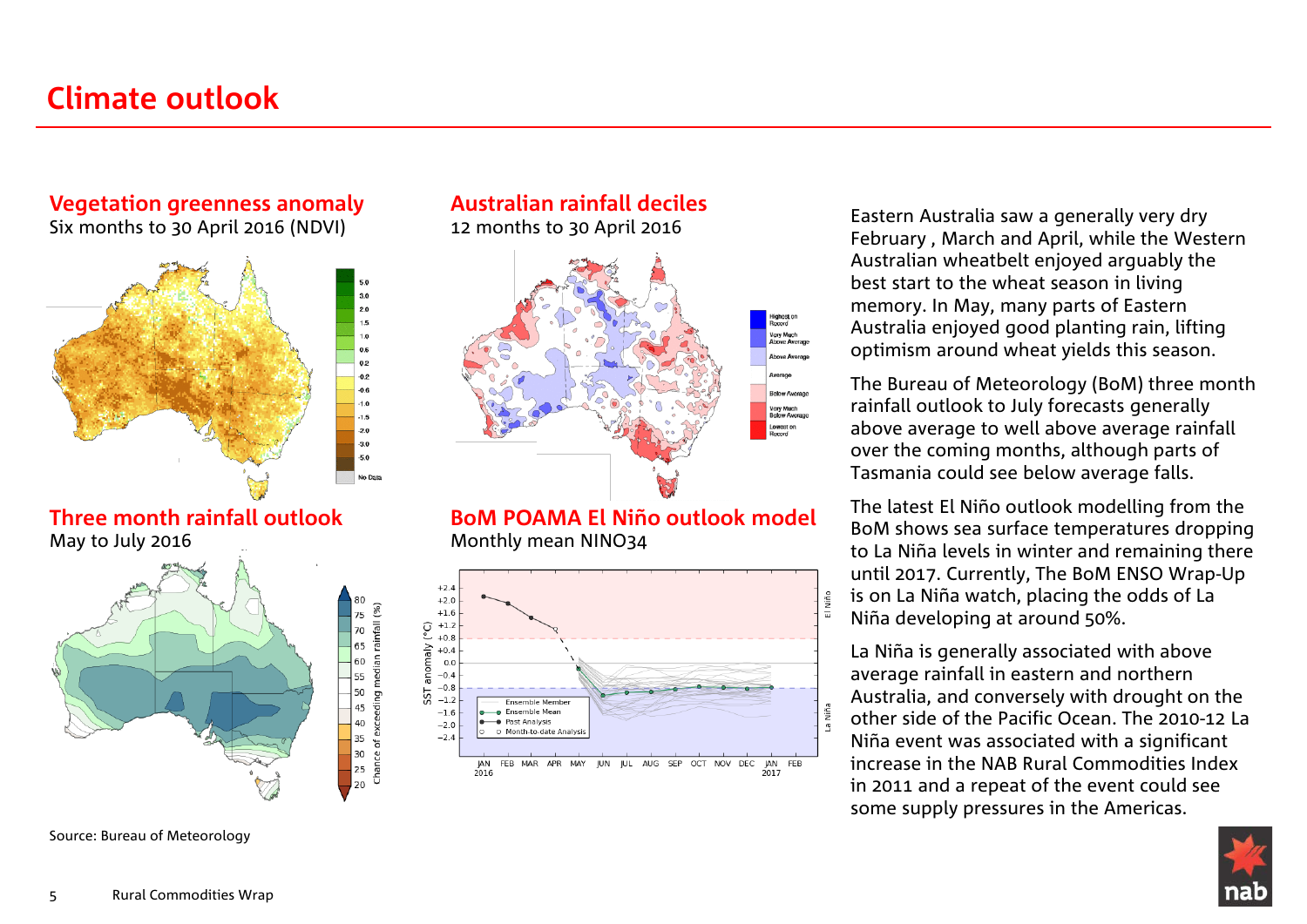# Climate outlook

## Vegetation greenness anomaly

Six months to 30 April 2016 (NDVI)

## Australian rainfall deciles

12 months to 30 April 2016

## Three month rainfall outlook

May to July 2016

## BoM POAMA El Niño outlook model

Monthly mean NINO34

Source: Bureau of Meteorology

Eastern Australia saw a generally very dry February , March and April, while the Western Australian wheatbelt enjoyed arguably the best start to the wheat season in living memory. In May, many parts of Eastern Australia enjoyed good planting rain, lifting optimism around wheat yields this season.

The Bureau of Meteorology (BoM) three month rainfall outlook to July forecasts generally above average to well above average rainfall over the coming months, although parts of Tasmania could see below average falls.

The latest El Niño outlook modelling from the BoM shows sea surface temperatures dropping to La Niña levels in winter and remaining there until 2017. Currently, The BoM ENSO Wrap-Up is on La Niña watch, placing the odds of La Niña developing at around 50%.

La Niña is generally associated with above average rainfall in eastern and northern Australia, and conversely with drought on the other side of the Pacific Ocean. The 2010-12 La Niña event was associated with a significant increase in the NAB Rural Commodities Index in 2011 and a repeat of the event could see some supply pressures in the Americas.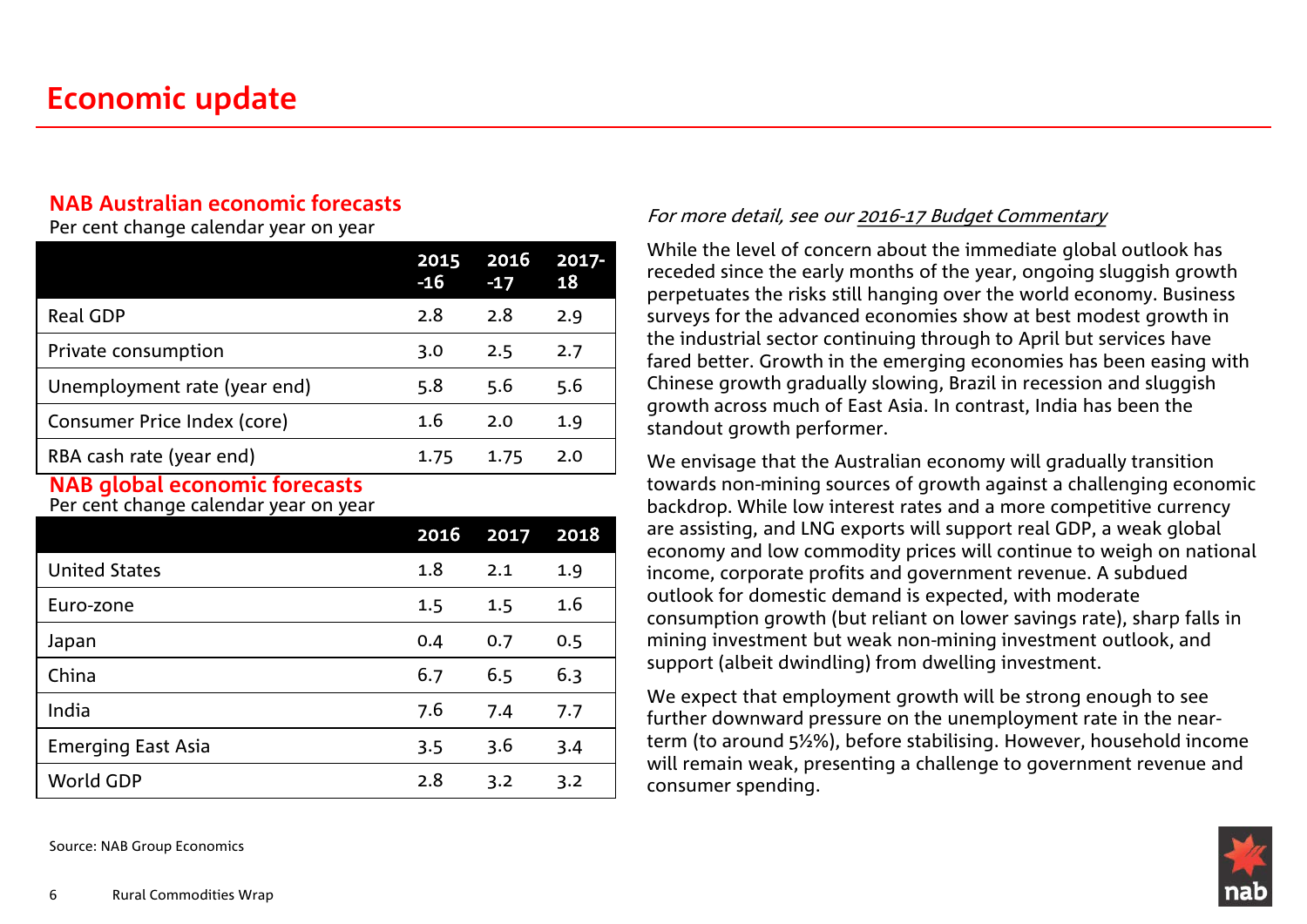# Economic update

## NAB Australian economic forecasts

Per cent change calendar year on year

| | 2015-16 | 2016-17 | 2017-18 |
|---|---|---|---|
| Real GDP | 2.8 | 2.8 | 2.9 |
| Private consumption | 3.0 | 2.5 | 2.7 |
| Unemployment rate (year end) | 5.8 | 5.6 | 5.6 |
| Consumer Price Index (core) | 1.6 | 2.0 | 1.9 |
| RBA cash rate (year end) | 1.75 | 1.75 | 2.0 |

## NAB global economic forecasts

Per cent change calendar year on year

| | 2016 | 2017 | 2018 |
|---|---|---|---|
| United States | 1.8 | 2.1 | 1.9 |
| Euro-zone | 1.5 | 1.5 | 1.6 |
| Japan | 0.4 | 0.7 | 0.5 |
| China | 6.7 | 6.5 | 6.3 |
| India | 7.6 | 7.4 | 7.7 |
| Emerging East Asia | 3.5 | 3.6 | 3.4 |
| World GDP | 2.8 | 3.2 | 3.2 |

Source: NAB Group Economics

*For more detail, see our 2016-17 Budget Commentary*

While the level of concern about the immediate global outlook has receded since the early months of the year, ongoing sluggish growth perpetuates the risks still hanging over the world economy. Business surveys for the advanced economies show at best modest growth in the industrial sector continuing through to April but services have fared better. Growth in the emerging economies has been easing with Chinese growth gradually slowing, Brazil in recession and sluggish growth across much of East Asia. In contrast, India has been the standout growth performer.

We envisage that the Australian economy will gradually transition towards non-mining sources of growth against a challenging economic backdrop. While low interest rates and a more competitive currency are assisting, and LNG exports will support real GDP, a weak global economy and low commodity prices will continue to weigh on national income, corporate profits and government revenue. A subdued outlook for domestic demand is expected, with moderate consumption growth (but reliant on lower savings rate), sharp falls in mining investment but weak non-mining investment outlook, and support (albeit dwindling) from dwelling investment.

We expect that employment growth will be strong enough to see further downward pressure on the unemployment rate in the near-term (to around 5½%), before stabilising. However, household income will remain weak, presenting a challenge to government revenue and consumer spending.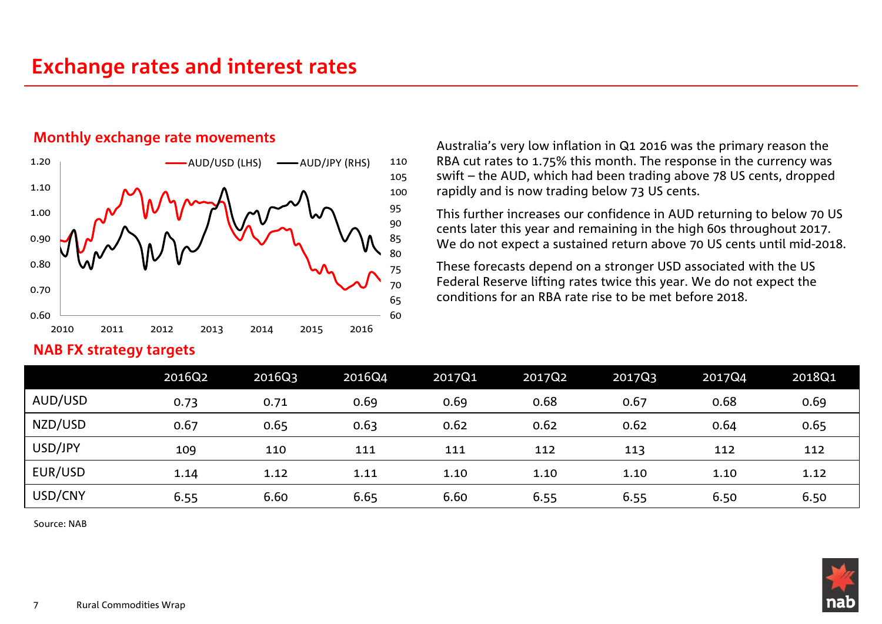# Exchange rates and interest rates

## Monthly exchange rate movements

Australia's very low inflation in Q1 2016 was the primary reason the RBA cut rates to 1.75% this month. The response in the currency was swift – the AUD, which had been trading above 78 US cents, dropped rapidly and is now trading below 73 US cents.

This further increases our confidence in AUD returning to below 70 US cents later this year and remaining in the high 60s throughout 2017. We do not expect a sustained return above 70 US cents until mid-2018.

These forecasts depend on a stronger USD associated with the US Federal Reserve lifting rates twice this year. We do not expect the conditions for an RBA rate rise to be met before 2018.

## NAB FX strategy targets

| | 2016Q2 | 2016Q3 | 2016Q4 | 2017Q1 | 2017Q2 | 2017Q3 | 2017Q4 | 2018Q1 |
|---|---|---|---|---|---|---|---|---|
| AUD/USD | 0.73 | 0.71 | 0.69 | 0.69 | 0.68 | 0.67 | 0.68 | 0.69 |
| NZD/USD | 0.67 | 0.65 | 0.63 | 0.62 | 0.62 | 0.62 | 0.64 | 0.65 |
| USD/JPY | 109 | 110 | 111 | 111 | 112 | 113 | 112 | 112 |
| EUR/USD | 1.14 | 1.12 | 1.11 | 1.10 | 1.10 | 1.10 | 1.10 | 1.12 |
| USD/CNY | 6.55 | 6.60 | 6.65 | 6.60 | 6.55 | 6.55 | 6.50 | 6.50 |

Source: NAB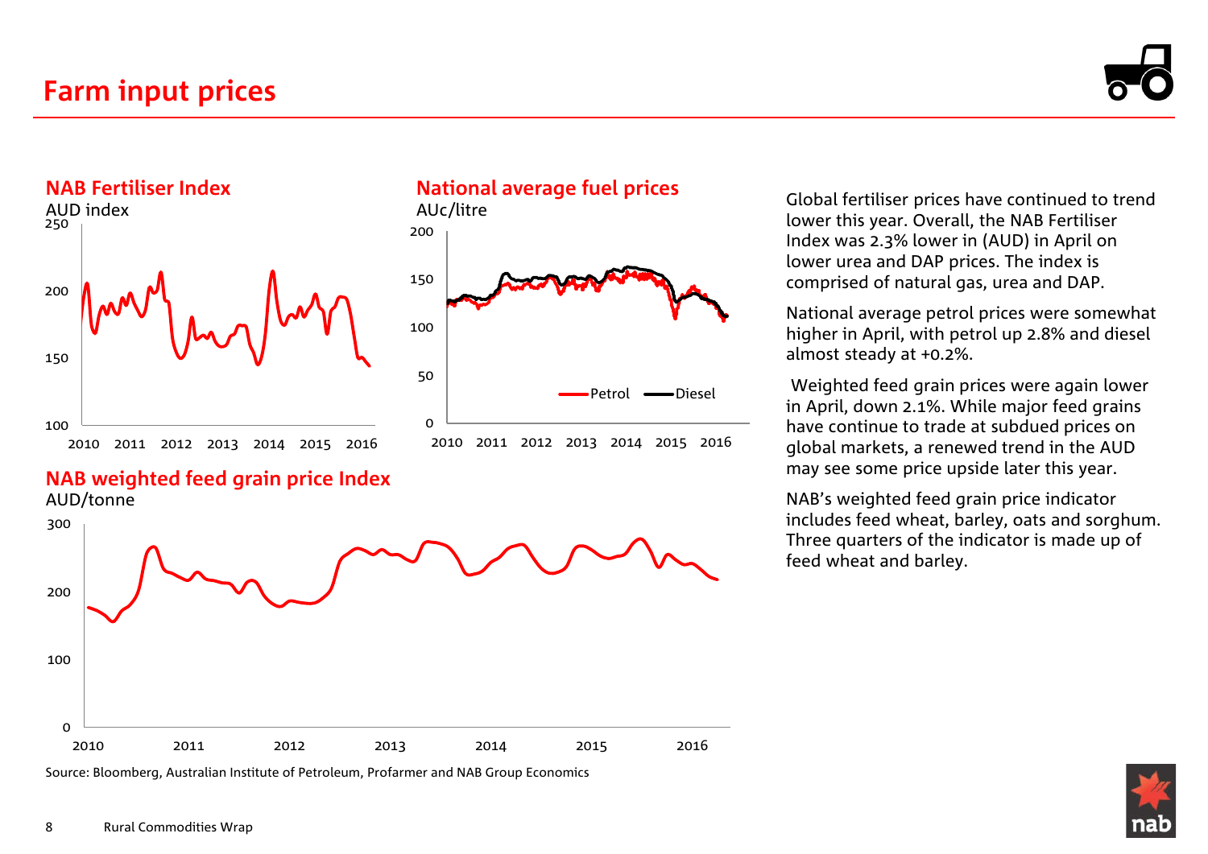# Farm input prices

## NAB Fertiliser Index

AUD index

## National average fuel prices

AUc/litre

## NAB weighted feed grain price Index

AUD/tonne

Source: Bloomberg, Australian Institute of Petroleum, Profarmer and NAB Group Economics

Global fertiliser prices have continued to trend lower this year. Overall, the NAB Fertiliser Index was 2.3% lower in (AUD) in April on lower urea and DAP prices. The index is comprised of natural gas, urea and DAP.

National average petrol prices were somewhat higher in April, with petrol up 2.8% and diesel almost steady at +0.2%.

Weighted feed grain prices were again lower in April, down 2.1%. While major feed grains have continue to trade at subdued prices on global markets, a renewed trend in the AUD may see some price upside later this year.

NAB's weighted feed grain price indicator includes feed wheat, barley, oats and sorghum. Three quarters of the indicator is made up of feed wheat and barley.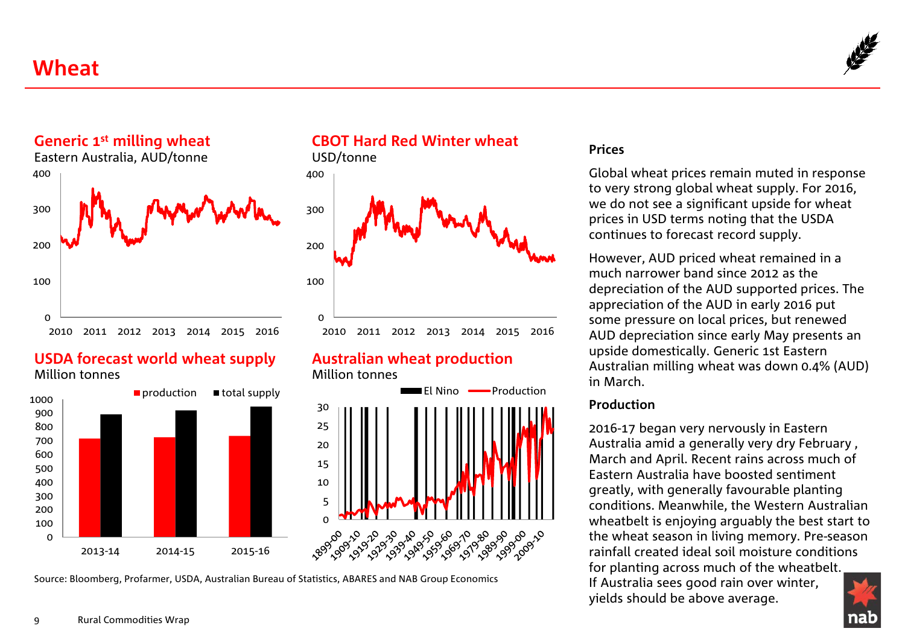# Wheat

### Generic 1st milling wheat

Eastern Australia, AUD/tonne

### CBOT Hard Red Winter wheat

USD/tonne

### USDA forecast world wheat supply

Million tonnes

### Australian wheat production

Million tonnes

Source: Bloomberg, Profarmer, USDA, Australian Bureau of Statistics, ABARES and NAB Group Economics

**Prices**

Global wheat prices remain muted in response to very strong global wheat supply. For 2016, we do not see a significant upside for wheat prices in USD terms noting that the USDA continues to forecast record supply.

However, AUD priced wheat remained in a much narrower band since 2012 as the depreciation of the AUD supported prices. The appreciation of the AUD in early 2016 put some pressure on local prices, but renewed AUD depreciation since early May presents an upside domestically. Generic 1st Eastern Australian milling wheat was down 0.4% (AUD) in March.

**Production**

2016-17 began very nervously in Eastern Australia amid a generally very dry February, March and April. Recent rains across much of Eastern Australia have boosted sentiment greatly, with generally favourable planting conditions. Meanwhile, the Western Australian wheatbelt is enjoying arguably the best start to the wheat season in living memory. Pre-season rainfall created ideal soil moisture conditions for planting across much of the wheatbelt. If Australia sees good rain over winter, yields should be above average.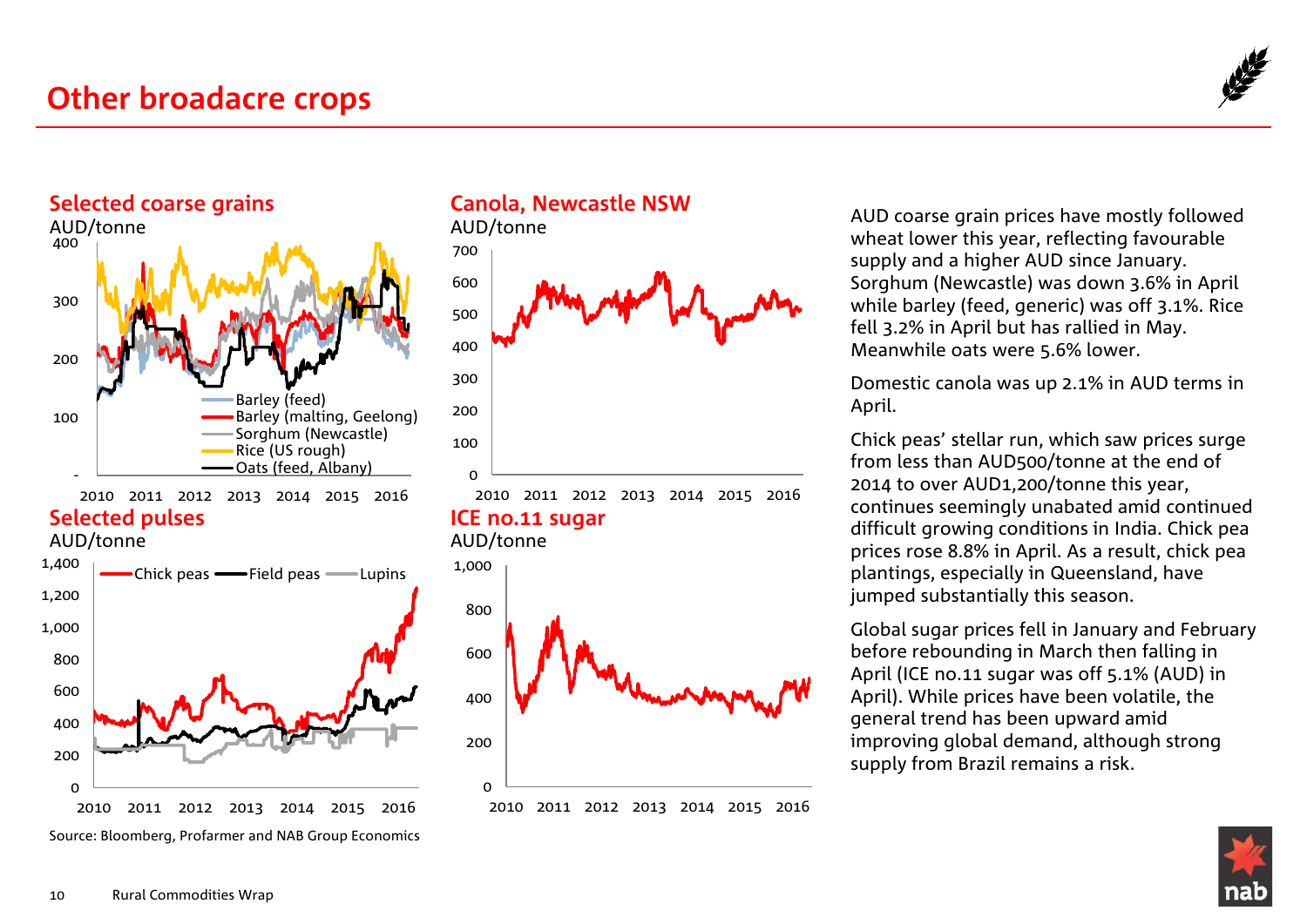# Other broadacre crops

## Selected coarse grains

AUD/tonne

Barley (feed), Barley (malting, Geelong), Sorghum (Newcastle), Rice (US rough), Oats (feed, Albany)

## Canola, Newcastle NSW

AUD/tonne

## Selected pulses

AUD/tonne

Chick peas, Field peas, Lupins

## ICE no.11 sugar

AUD/tonne

Source: Bloomberg, Profarmer and NAB Group Economics

AUD coarse grain prices have mostly followed wheat lower this year, reflecting favourable supply and a higher AUD since January. Sorghum (Newcastle) was down 3.6% in April while barley (feed, generic) was off 3.1%. Rice fell 3.2% in April but has rallied in May. Meanwhile oats were 5.6% lower.

Domestic canola was up 2.1% in AUD terms in April.

Chick peas' stellar run, which saw prices surge from less than AUD500/tonne at the end of 2014 to over AUD1,200/tonne this year, continues seemingly unabated amid continued difficult growing conditions in India. Chick pea prices rose 8.8% in April. As a result, chick pea plantings, especially in Queensland, have jumped substantially this season.

Global sugar prices fell in January and February before rebounding in March then falling in April (ICE no.11 sugar was off 5.1% (AUD) in April). While prices have been volatile, the general trend has been upward amid improving global demand, although strong supply from Brazil remains a risk.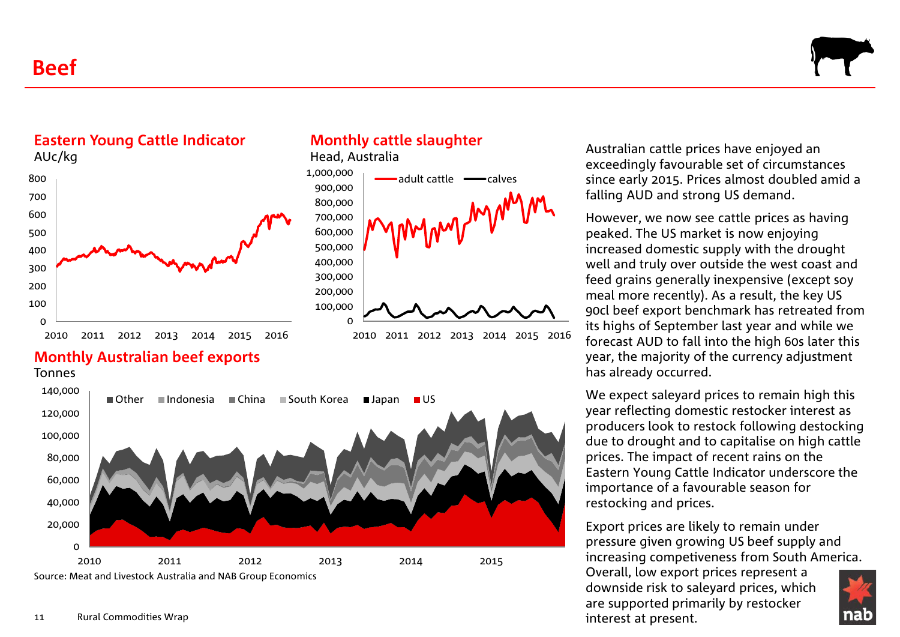# Beef

## Eastern Young Cattle Indicator

AUc/kg

## Monthly cattle slaughter

Head, Australia

## Monthly Australian beef exports

Tonnes

Source: Meat and Livestock Australia and NAB Group Economics

Australian cattle prices have enjoyed an exceedingly favourable set of circumstances since early 2015. Prices almost doubled amid a falling AUD and strong US demand.

However, we now see cattle prices as having peaked. The US market is now enjoying increased domestic supply with the drought well and truly over outside the west coast and feed grains generally inexpensive (except soy meal more recently). As a result, the key US 90cl beef export benchmark has retreated from its highs of September last year and while we forecast AUD to fall into the high 60s later this year, the majority of the currency adjustment has already occurred.

We expect saleyard prices to remain high this year reflecting domestic restocker interest as producers look to restock following destocking due to drought and to capitalise on high cattle prices. The impact of recent rains on the Eastern Young Cattle Indicator underscore the importance of a favourable season for restocking and prices.

Export prices are likely to remain under pressure given growing US beef supply and increasing competiveness from South America. Overall, low export prices represent a downside risk to saleyard prices, which are supported primarily by restocker interest at present.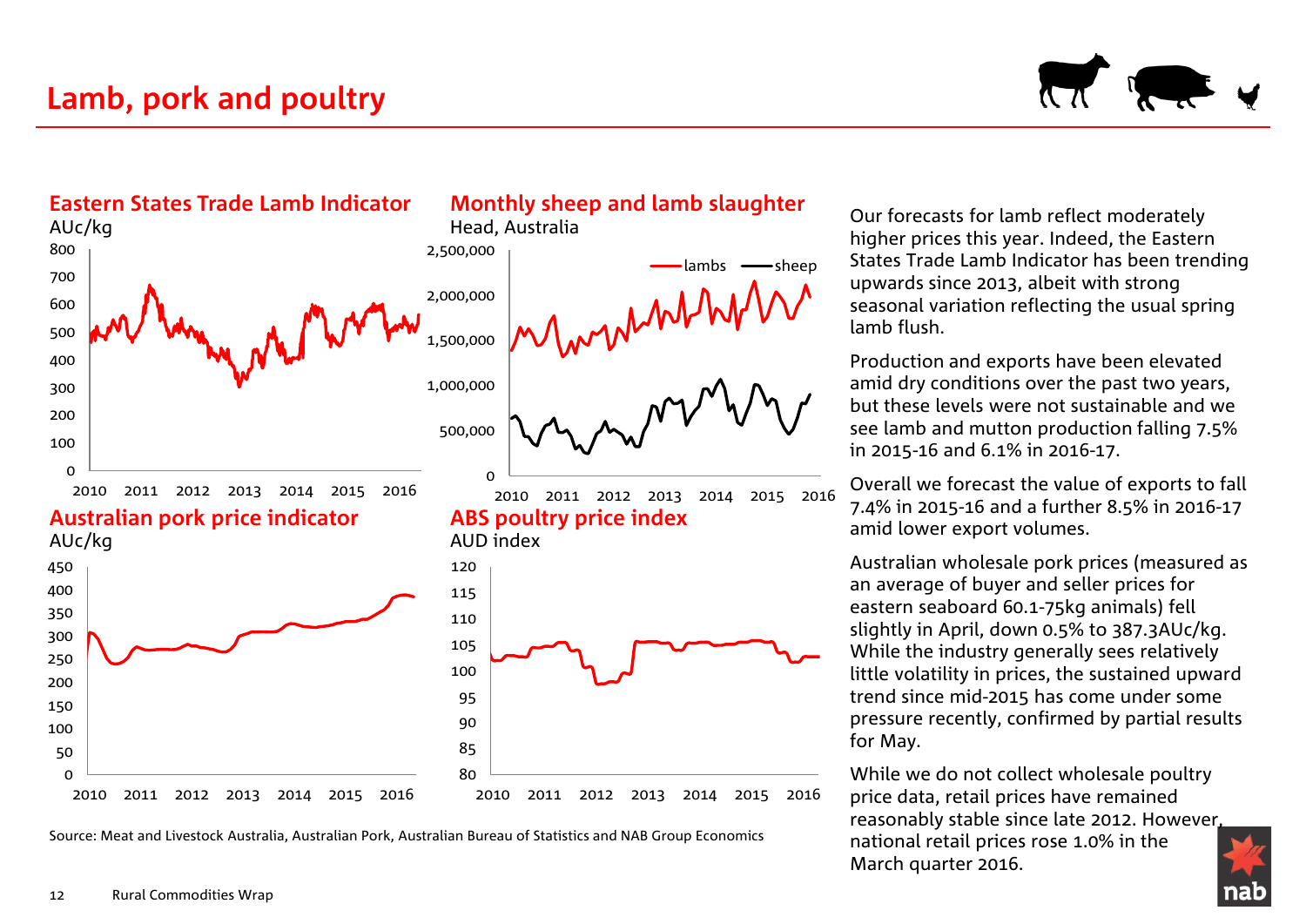# Lamb, pork and poultry

### Eastern States Trade Lamb Indicator

AUc/kg

### Monthly sheep and lamb slaughter

Head, Australia

### Australian pork price indicator

AUc/kg

### ABS poultry price index

AUD index

Source: Meat and Livestock Australia, Australian Pork, Australian Bureau of Statistics and NAB Group Economics

Our forecasts for lamb reflect moderately higher prices this year. Indeed, the Eastern States Trade Lamb Indicator has been trending upwards since 2013, albeit with strong seasonal variation reflecting the usual spring lamb flush.

Production and exports have been elevated amid dry conditions over the past two years, but these levels were not sustainable and we see lamb and mutton production falling 7.5% in 2015-16 and 6.1% in 2016-17.

Overall we forecast the value of exports to fall 7.4% in 2015-16 and a further 8.5% in 2016-17 amid lower export volumes.

Australian wholesale pork prices (measured as an average of buyer and seller prices for eastern seaboard 60.1-75kg animals) fell slightly in April, down 0.5% to 387.3AUc/kg. While the industry generally sees relatively little volatility in prices, the sustained upward trend since mid-2015 has come under some pressure recently, confirmed by partial results for May.

While we do not collect wholesale poultry price data, retail prices have remained reasonably stable since late 2012. However, national retail prices rose 1.0% in the March quarter 2016.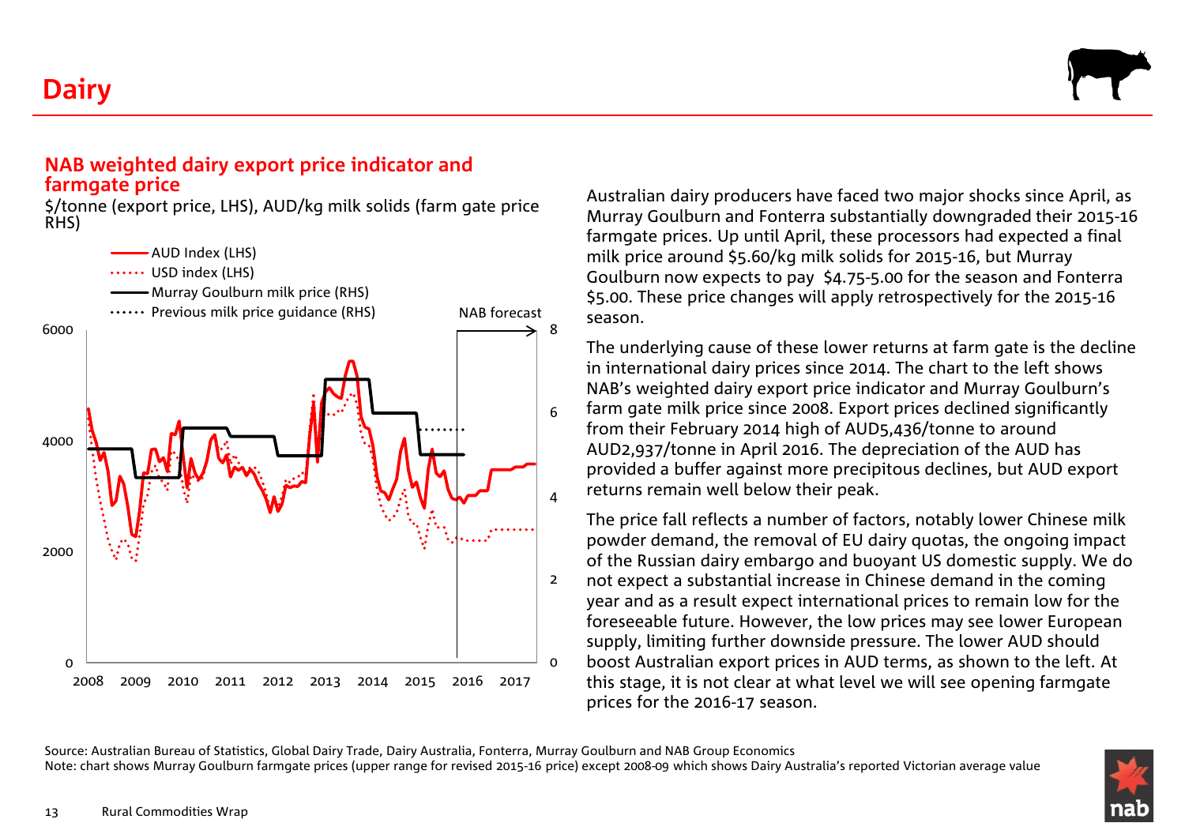# Dairy

## NAB weighted dairy export price indicator and farmgate price

$/tonne (export price, LHS), AUD/kg milk solids (farm gate price RHS)

- AUD Index (LHS)
- USD index (LHS)
- Murray Goulburn milk price (RHS)
- Previous milk price guidance (RHS)

NAB forecast

Australian dairy producers have faced two major shocks since April, as Murray Goulburn and Fonterra substantially downgraded their 2015-16 farmgate prices. Up until April, these processors had expected a final milk price around $5.60/kg milk solids for 2015-16, but Murray Goulburn now expects to pay $4.75-5.00 for the season and Fonterra $5.00. These price changes will apply retrospectively for the 2015-16 season.

The underlying cause of these lower returns at farm gate is the decline in international dairy prices since 2014. The chart to the left shows NAB's weighted dairy export price indicator and Murray Goulburn's farm gate milk price since 2008. Export prices declined significantly from their February 2014 high of AUD5,436/tonne to around AUD2,937/tonne in April 2016. The depreciation of the AUD has provided a buffer against more precipitous declines, but AUD export returns remain well below their peak.

The price fall reflects a number of factors, notably lower Chinese milk powder demand, the removal of EU dairy quotas, the ongoing impact of the Russian dairy embargo and buoyant US domestic supply. We do not expect a substantial increase in Chinese demand in the coming year and as a result expect international prices to remain low for the foreseeable future. However, the low prices may see lower European supply, limiting further downside pressure. The lower AUD should boost Australian export prices in AUD terms, as shown to the left. At this stage, it is not clear at what level we will see opening farmgate prices for the 2016-17 season.

Source: Australian Bureau of Statistics, Global Dairy Trade, Dairy Australia, Fonterra, Murray Goulburn and NAB Group Economics
Note: chart shows Murray Goulburn farmgate prices (upper range for revised 2015-16 price) except 2008-09 which shows Dairy Australia's reported Victorian average value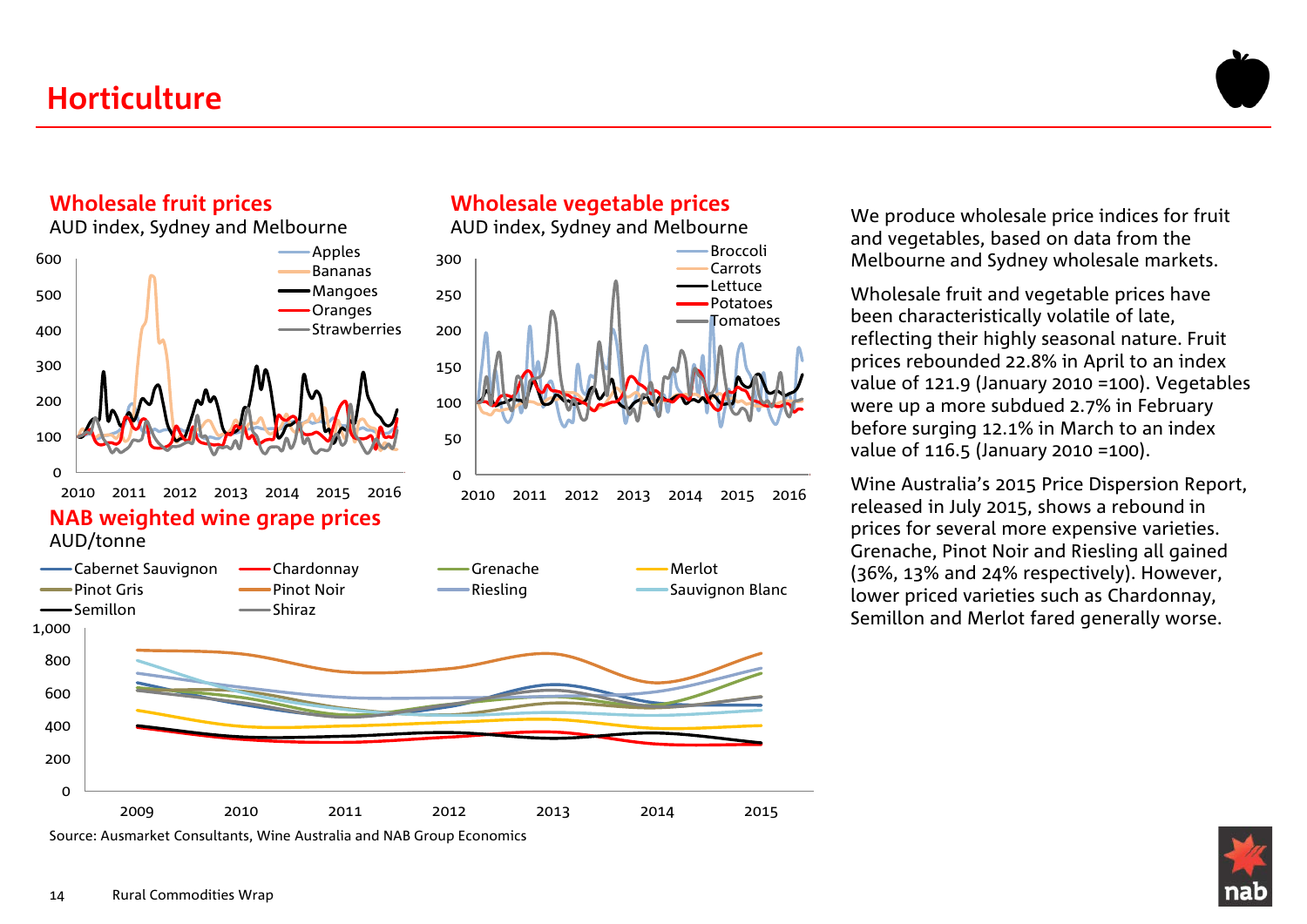# Horticulture

## Wholesale fruit prices

AUD index, Sydney and Melbourne

Apples, Bananas, Mangoes, Oranges, Strawberries

## Wholesale vegetable prices

AUD index, Sydney and Melbourne

Broccoli, Carrots, Lettuce, Potatoes, Tomatoes

## NAB weighted wine grape prices

AUD/tonne

Cabernet Sauvignon, Chardonnay, Grenache, Merlot, Pinot Gris, Pinot Noir, Riesling, Sauvignon Blanc, Semillon, Shiraz

Source: Ausmarket Consultants, Wine Australia and NAB Group Economics

We produce wholesale price indices for fruit and vegetables, based on data from the Melbourne and Sydney wholesale markets.

Wholesale fruit and vegetable prices have been characteristically volatile of late, reflecting their highly seasonal nature. Fruit prices rebounded 22.8% in April to an index value of 121.9 (January 2010 =100). Vegetables were up a more subdued 2.7% in February before surging 12.1% in March to an index value of 116.5 (January 2010 =100).

Wine Australia's 2015 Price Dispersion Report, released in July 2015, shows a rebound in prices for several more expensive varieties. Grenache, Pinot Noir and Riesling all gained (36%, 13% and 24% respectively). However, lower priced varieties such as Chardonnay, Semillon and Merlot fared generally worse.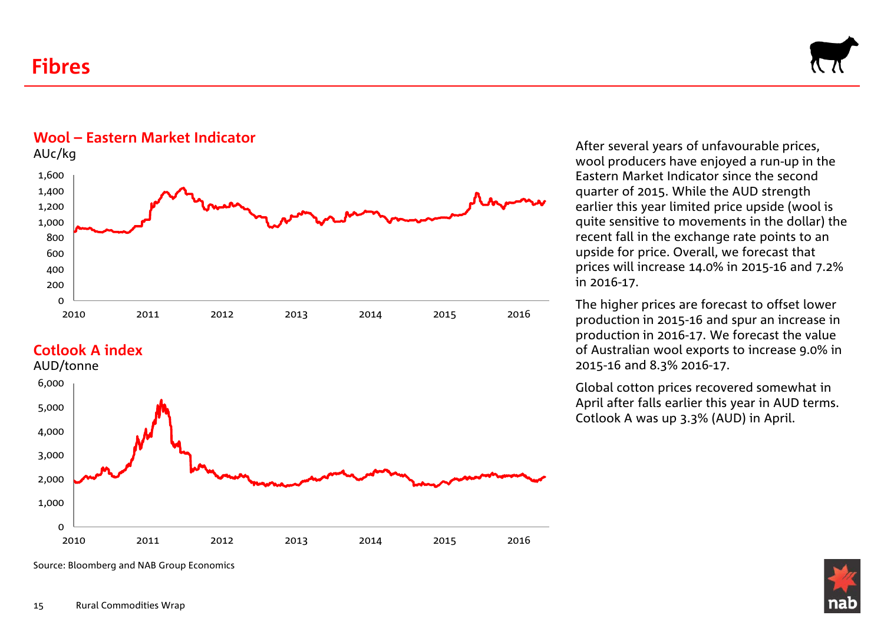# Fibres

## Wool – Eastern Market Indicator

AUc/kg

## Cotlook A index

AUD/tonne

Source: Bloomberg and NAB Group Economics

After several years of unfavourable prices, wool producers have enjoyed a run-up in the Eastern Market Indicator since the second quarter of 2015. While the AUD strength earlier this year limited price upside (wool is quite sensitive to movements in the dollar) the recent fall in the exchange rate points to an upside for price. Overall, we forecast that prices will increase 14.0% in 2015-16 and 7.2% in 2016-17.

The higher prices are forecast to offset lower production in 2015-16 and spur an increase in production in 2016-17. We forecast the value of Australian wool exports to increase 9.0% in 2015-16 and 8.3% 2016-17.

Global cotton prices recovered somewhat in April after falls earlier this year in AUD terms. Cotlook A was up 3.3% (AUD) in April.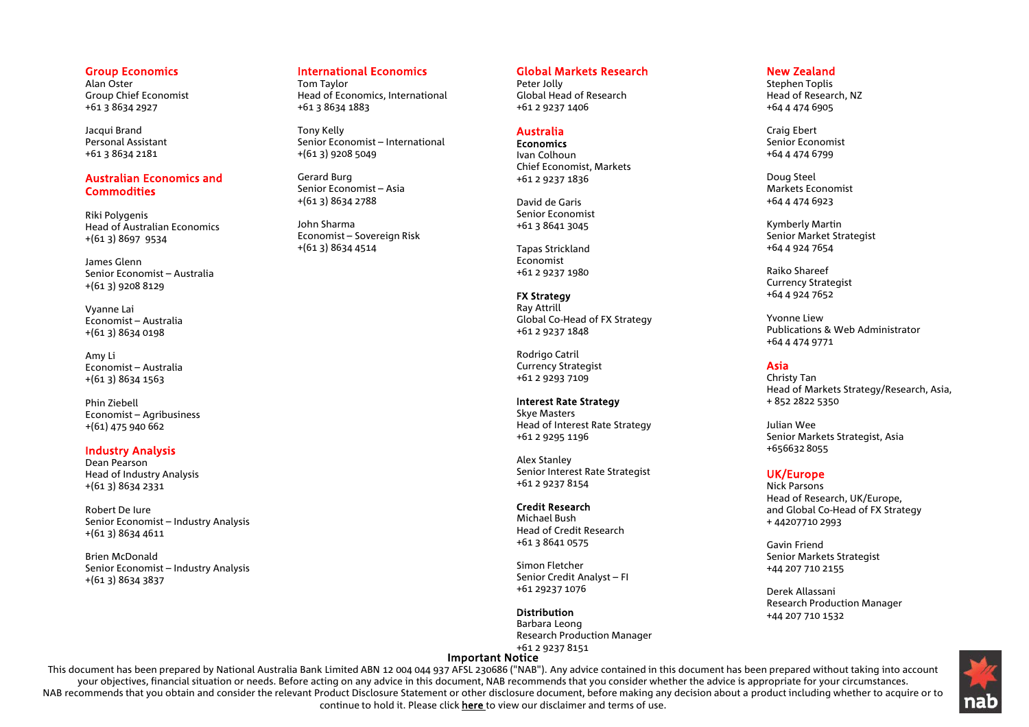## Group Economics

Alan Oster
Group Chief Economist
+61 3 8634 2927

Jacqui Brand
Personal Assistant
+61 3 8634 2181

## Australian Economics and Commodities

Riki Polygenis
Head of Australian Economics
+(61 3) 8697 9534

James Glenn
Senior Economist – Australia
+(61 3) 9208 8129

Vyanne Lai
Economist – Australia
+(61 3) 8634 0198

Amy Li
Economist – Australia
+(61 3) 8634 1563

Phin Ziebell
Economist – Agribusiness
+(61) 475 940 662

## Industry Analysis

Dean Pearson
Head of Industry Analysis
+(61 3) 8634 2331

Robert De Iure
Senior Economist – Industry Analysis
+(61 3) 8634 4611

Brien McDonald
Senior Economist – Industry Analysis
+(61 3) 8634 3837

## International Economics

Tom Taylor
Head of Economics, International
+61 3 8634 1883

Tony Kelly
Senior Economist – International
+(61 3) 9208 5049

Gerard Burg
Senior Economist – Asia
+(61 3) 8634 2788

John Sharma
Economist – Sovereign Risk
+(61 3) 8634 4514

## Global Markets Research

Peter Jolly
Global Head of Research
+61 2 9237 1406

## Australia

**Economics**

Ivan Colhoun
Chief Economist, Markets
+61 2 9237 1836

David de Garis
Senior Economist
+61 3 8641 3045

Tapas Strickland
Economist
+61 2 9237 1980

**FX Strategy**

Ray Attrill
Global Co-Head of FX Strategy
+61 2 9237 1848

Rodrigo Catril
Currency Strategist
+61 2 9293 7109

**Interest Rate Strategy**

Skye Masters
Head of Interest Rate Strategy
+61 2 9295 1196

Alex Stanley
Senior Interest Rate Strategist
+61 2 9237 8154

**Credit Research**

Michael Bush
Head of Credit Research
+61 3 8641 0575

Simon Fletcher
Senior Credit Analyst – FI
+61 29237 1076

**Distribution**

Barbara Leong
Research Production Manager
+61 2 9237 8151

## New Zealand

Stephen Toplis
Head of Research, NZ
+64 4 474 6905

Craig Ebert
Senior Economist
+64 4 474 6799

Doug Steel
Markets Economist
+64 4 474 6923

Kymberly Martin
Senior Market Strategist
+64 4 924 7654

Raiko Shareef
Currency Strategist
+64 4 924 7652

Yvonne Liew
Publications & Web Administrator
+64 4 474 9771

## Asia

Christy Tan
Head of Markets Strategy/Research, Asia,
+ 852 2822 5350

Julian Wee
Senior Markets Strategist, Asia
+656632 8055

## UK/Europe

Nick Parsons
Head of Research, UK/Europe, and Global Co-Head of FX Strategy
+ 44207710 2993

Gavin Friend
Senior Markets Strategist
+44 207 710 2155

Derek Allassani
Research Production Manager
+44 207 710 1532

## Important Notice

This document has been prepared by National Australia Bank Limited ABN 12 004 044 937 AFSL 230686 ("NAB"). Any advice contained in this document has been prepared without taking into account your objectives, financial situation or needs. Before acting on any advice in this document, NAB recommends that you consider whether the advice is appropriate for your circumstances. NAB recommends that you obtain and consider the relevant Product Disclosure Statement or other disclosure document, before making any decision about a product including whether to acquire or to continue to hold it. Please click **here** to view our disclaimer and terms of use.